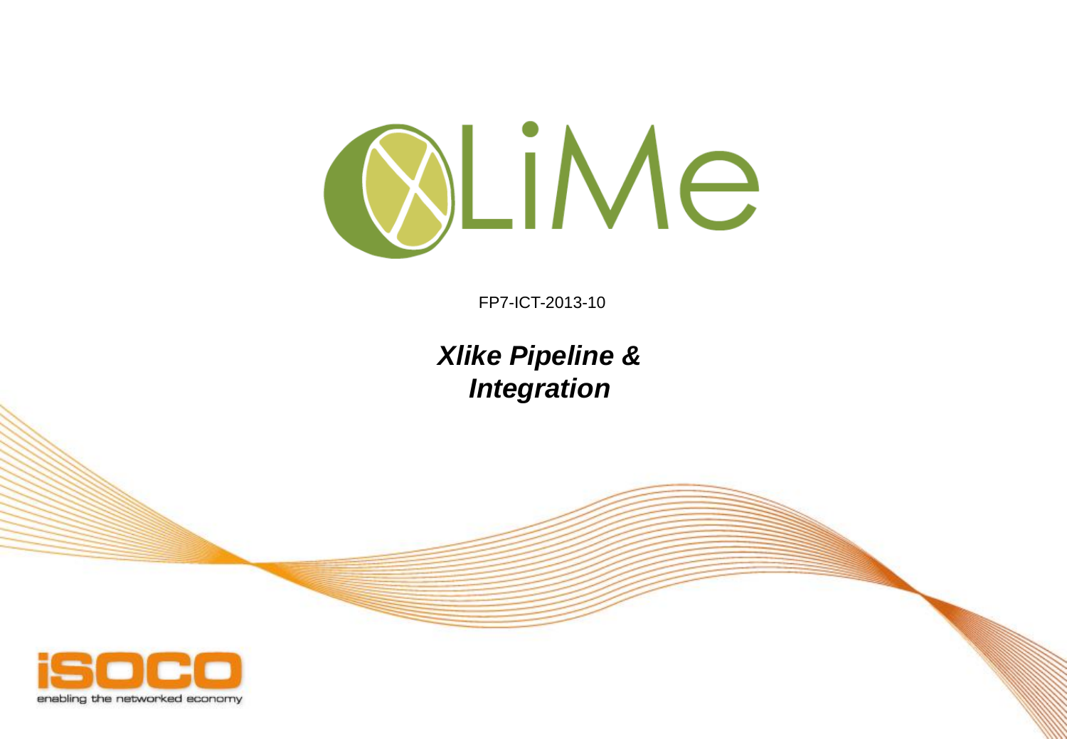FP7-ICT-2013-10

# *Xlike Pipeline & Integration*

enabling the networked economy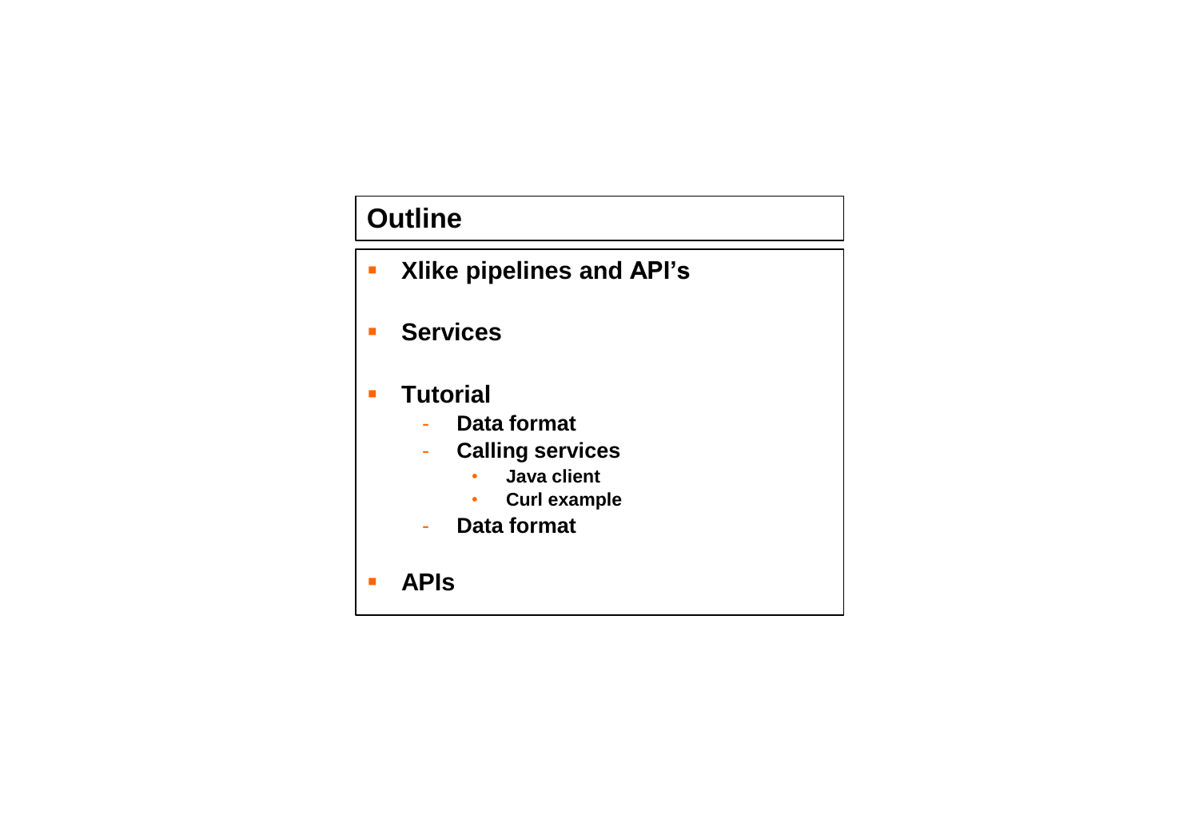# Outline

- **Xlike pipelines and API's**
- **Services**
- **Tutorial**
  - **Data format**
  - **Calling services**
    - **Java client**
    - **Curl example**
  - **Data format**
- **APIs**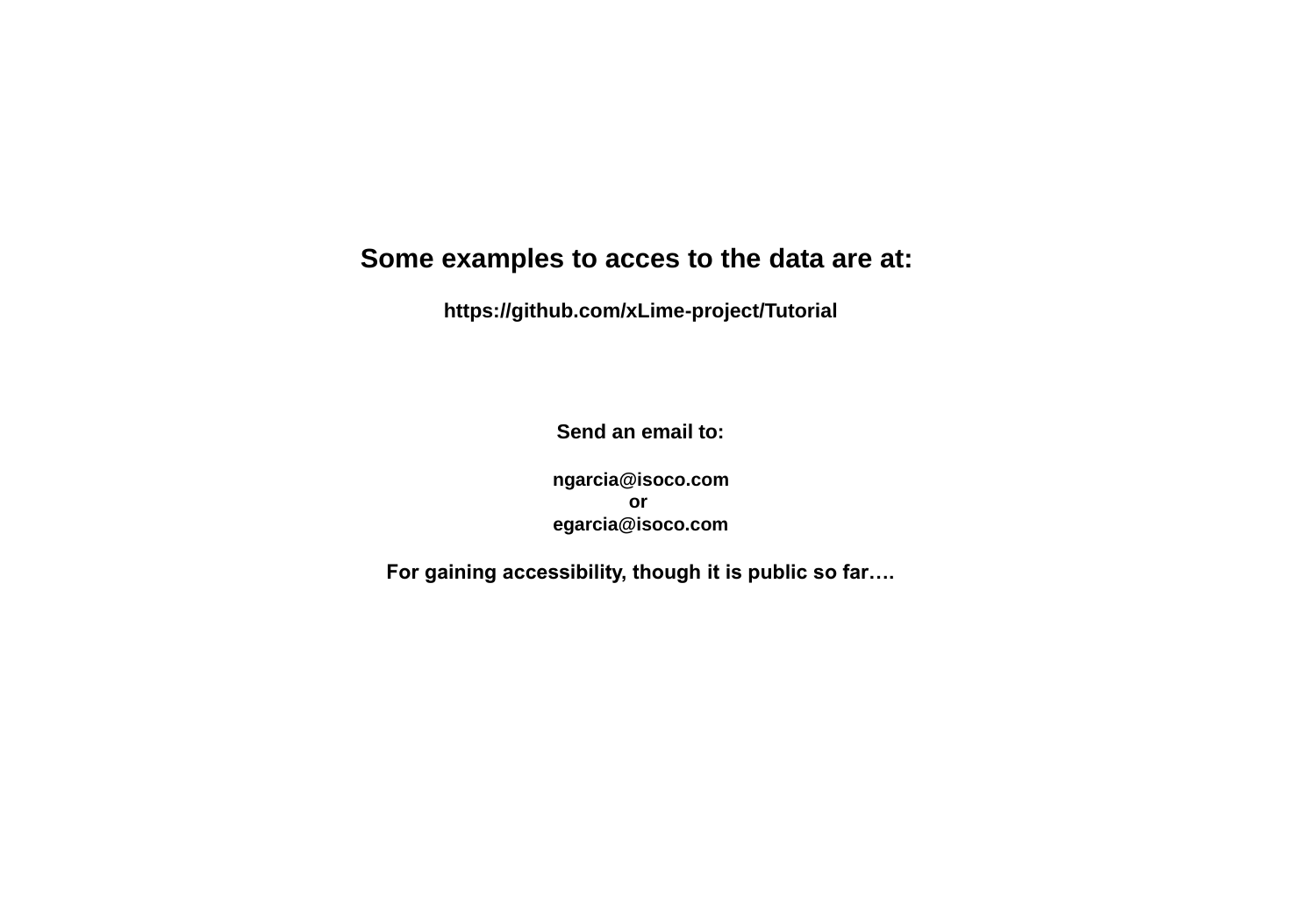## Some examples to acces to the data are at:

**https://github.com/xLime-project/Tutorial**

**Send an email to:**

**ngarcia@isoco.com**
**or**
**egarcia@isoco.com**

**For gaining accessibility, though it is public so far….**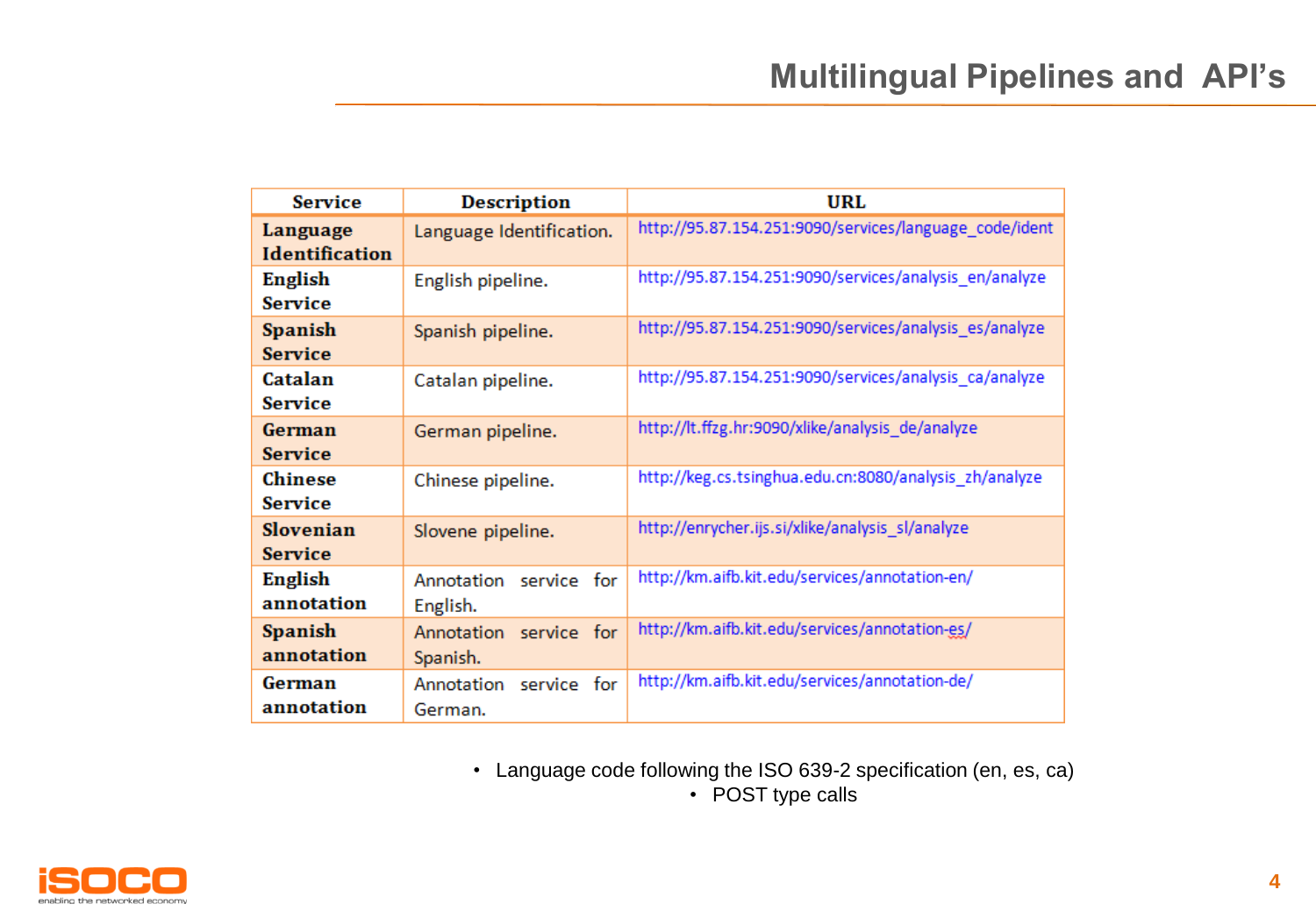# Multilingual Pipelines and API's

| Service | Description | URL |
|---|---|---|
| **Language Identification** | Language Identification. | http://95.87.154.251:9090/services/language_code/ident |
| **English Service** | English pipeline. | http://95.87.154.251:9090/services/analysis_en/analyze |
| **Spanish Service** | Spanish pipeline. | http://95.87.154.251:9090/services/analysis_es/analyze |
| **Catalan Service** | Catalan pipeline. | http://95.87.154.251:9090/services/analysis_ca/analyze |
| **German Service** | German pipeline. | http://lt.ffzg.hr:9090/xlike/analysis_de/analyze |
| **Chinese Service** | Chinese pipeline. | http://keg.cs.tsinghua.edu.cn:8080/analysis_zh/analyze |
| **Slovenian Service** | Slovene pipeline. | http://enrycher.ijs.si/xlike/analysis_sl/analyze |
| **English annotation** | Annotation service for English. | http://km.aifb.kit.edu/services/annotation-en/ |
| **Spanish annotation** | Annotation service for Spanish. | http://km.aifb.kit.edu/services/annotation-es/ |
| **German annotation** | Annotation service for German. | http://km.aifb.kit.edu/services/annotation-de/ |

- Language code following the ISO 639-2 specification (en, es, ca)
- POST type calls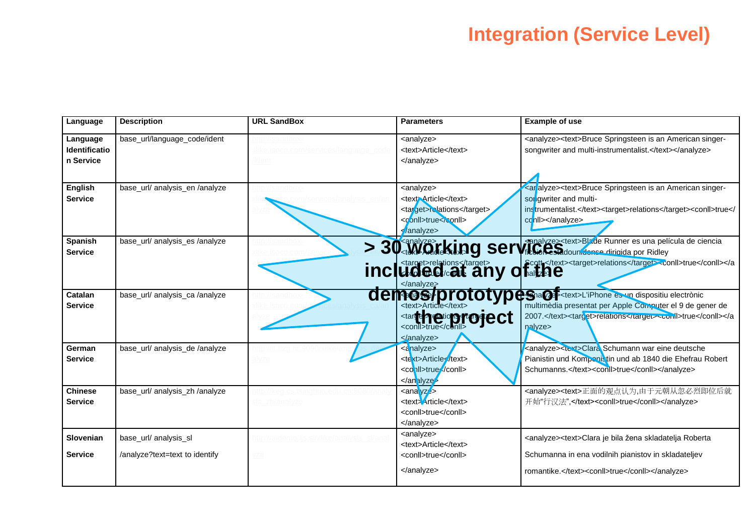# Integration (Service Level)

| Language | Description | URL SandBox | Parameters | Example of use |
|---|---|---|---|---|
| **Language Identification Service** | base_url/language_code/ident | http://sandbox-alike.isoco.com/services/language_code/ident | <analyze><text>Article</text></analyze> | <analyze><text>Bruce Springsteen is an American singer-songwriter and multi-instrumentalist.</text></analyze> |
| **English Service** | base_url/ analysis_en /analyze | http://sandbox-alike.isoco.com/services/analyze_en/analyze | <analyze><text>Article</text><target>relations</target><conll>true</conll></analyze> | <analyze><text>Bruce Springsteen is an American singer-songwriter and multi-instrumentalist.</text><target>relations</target><conll>true</conll></analyze> |
| **Spanish Service** | base_url/ analysis_es /analyze | http://sandbox-alike.isoco.com/services/analysis_es/analyze | <analyze><text>Article</text><target>relations</target><conll>true</conll></analyze> | <analyze><text>Blade Runner es una película de ciencia ficción estadounidense dirigida por Ridley Scott.</text><target>relations</target><conll>true</conll></analyze> |
| **Catalan Service** | base_url/ analysis_ca /analyze | http://sandbox-alike.isoco.com/services/analysis_ca/analyze | <analyze><text>Article</text><target>relations</target><conll>true</conll></analyze> | <analyze><text>L'iPhone es un dispositiu electrònic multimèdia presentat per Apple Computer el 9 de gener de 2007.</text><target>relations</target><conll>true</conll></analyze> |
| **German Service** | base_url/ analysis_de /analyze | http://lt.dfki.de:9090/xlike/analysis_de/analyze | <analyze><text>Article</text><conll>true</conll></analyze> | <analyze><text>Clara Schumann war eine deutsche Pianistin und Komponistin und ab 1840 die Ehefrau Robert Schumanns.</text><conll>true</conll></analyze> |
| **Chinese Service** | base_url/ analysis_zh /analyze | http://keg.cs.tsinghua.edu.cn:8080/analysis_zh/analyze | <analyze><text>Article</text><conll>true</conll></analyze> | <analyze><text>正面的观点认为,由于元朝从忽必烈即位后就开始"行汉法",</text><conll>true</conll></analyze> |
| **Slovenian Service** | base_url/ analysis_sl /analyze?text=text to identify | http://xldemo.ijs.si/xlike/analysis_sl/analyze | <analyze><text>Article</text><conll>true</conll></analyze> | <analyze><text>Clara je bila žena skladatelja Roberta Schumanna in ena vodilnih pianistov in skladateljev romantike.</text><conll>true</conll></analyze> |

**> 30 working services included at any of the demos/prototypes of the project**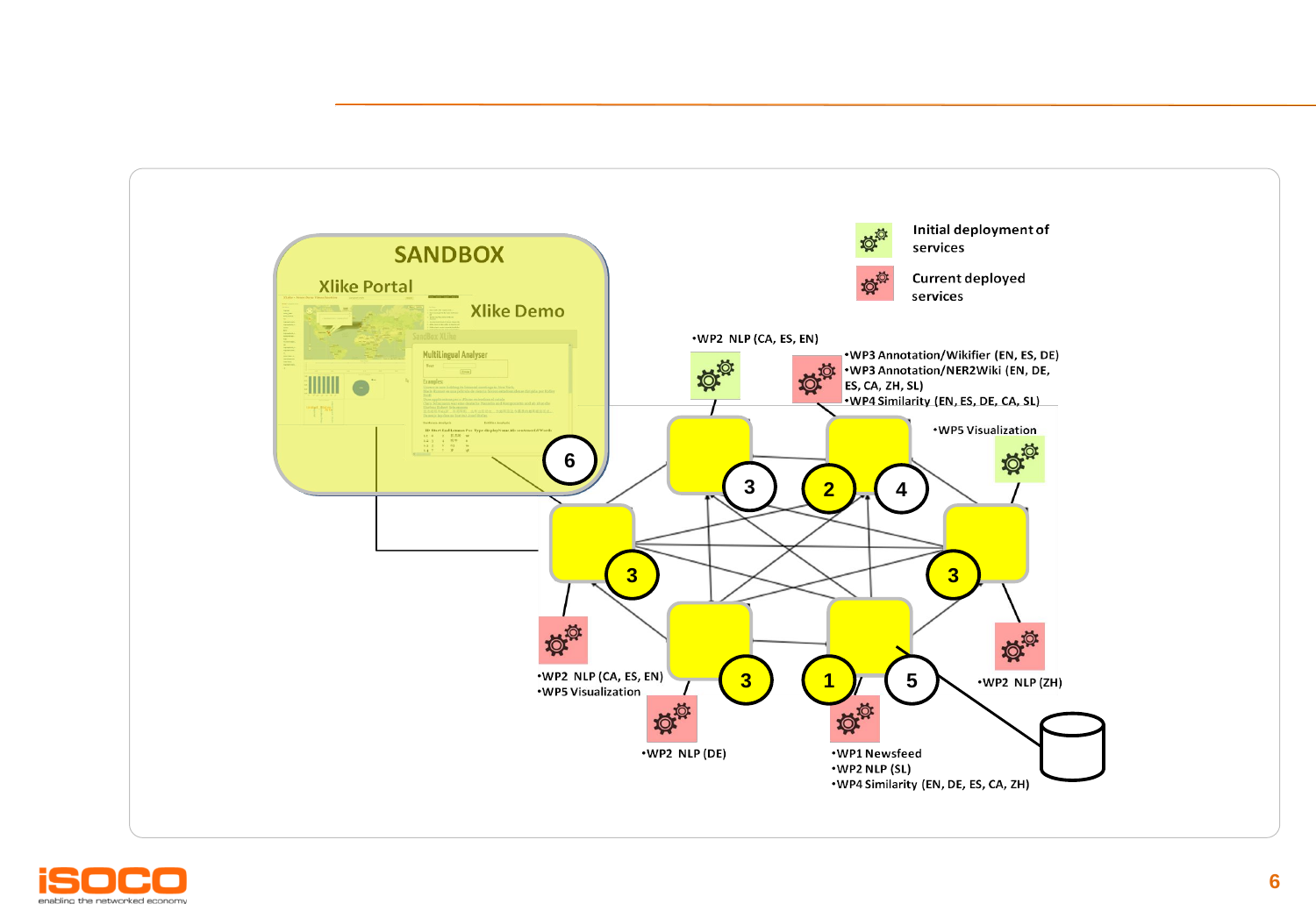**SANDBOX**

Xlike Portal

Xlike Demo

Initial deployment of services

Current deployed services

- WP2 NLP (CA, ES, EN)

- WP3 Annotation/Wikifier (EN, ES, DE)
- WP3 Annotation/NER2Wiki (EN, DE, ES, CA, ZH, SL)
- WP4 Similarity (EN, ES, DE, CA, SL)

- WP5 Visualization

- WP2 NLP (CA, ES, EN)
- WP5 Visualization

- WP2 NLP (ZH)

- WP2 NLP (DE)

- WP1 Newsfeed
- WP2 NLP (SL)
- WP4 Similarity (EN, DE, ES, CA, ZH)

6 3 2 4 3 3 3 1 5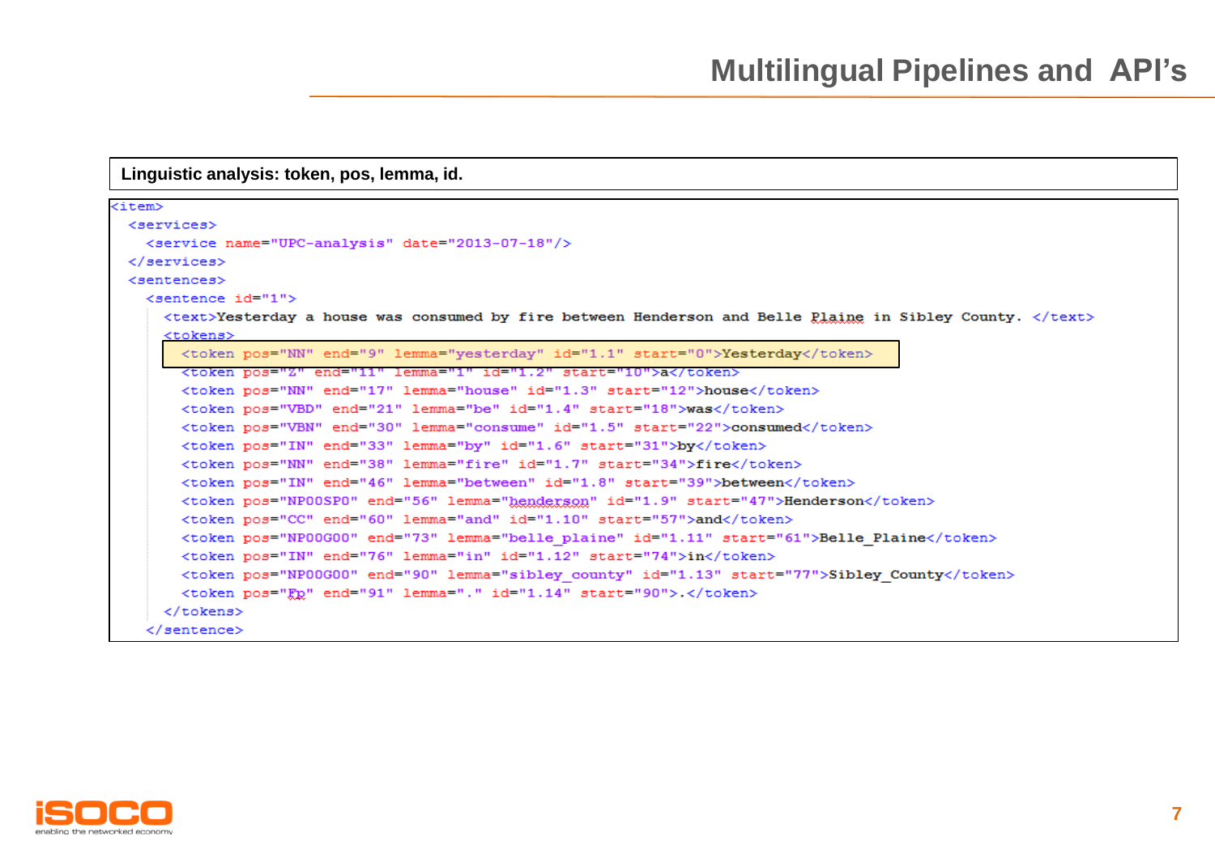# Multilingual Pipelines and API's

**Linguistic analysis: token, pos, lemma, id.**

```
<item>
  <services>
    <service name="UPC-analysis" date="2013-07-18"/>
  </services>
  <sentences>
    <sentence id="1">
      <text>Yesterday a house was consumed by fire between Henderson and Belle Plaine in Sibley County. </text>
      <tokens>
        <token pos="NN" end="9" lemma="yesterday" id="1.1" start="0">Yesterday</token>
        <token pos="Z" end="11" lemma="1" id="1.2" start="10">a</token>
        <token pos="NN" end="17" lemma="house" id="1.3" start="12">house</token>
        <token pos="VBD" end="21" lemma="be" id="1.4" start="18">was</token>
        <token pos="VBN" end="30" lemma="consume" id="1.5" start="22">consumed</token>
        <token pos="IN" end="33" lemma="by" id="1.6" start="31">by</token>
        <token pos="NN" end="38" lemma="fire" id="1.7" start="34">fire</token>
        <token pos="IN" end="46" lemma="between" id="1.8" start="39">between</token>
        <token pos="NP00SP0" end="56" lemma="henderson" id="1.9" start="47">Henderson</token>
        <token pos="CC" end="60" lemma="and" id="1.10" start="57">and</token>
        <token pos="NP00G00" end="73" lemma="belle_plaine" id="1.11" start="61">Belle_Plaine</token>
        <token pos="IN" end="76" lemma="in" id="1.12" start="74">in</token>
        <token pos="NP00G00" end="90" lemma="sibley_county" id="1.13" start="77">Sibley_County</token>
        <token pos="Fp" end="91" lemma="." id="1.14" start="90">.</token>
      </tokens>
    </sentence>
```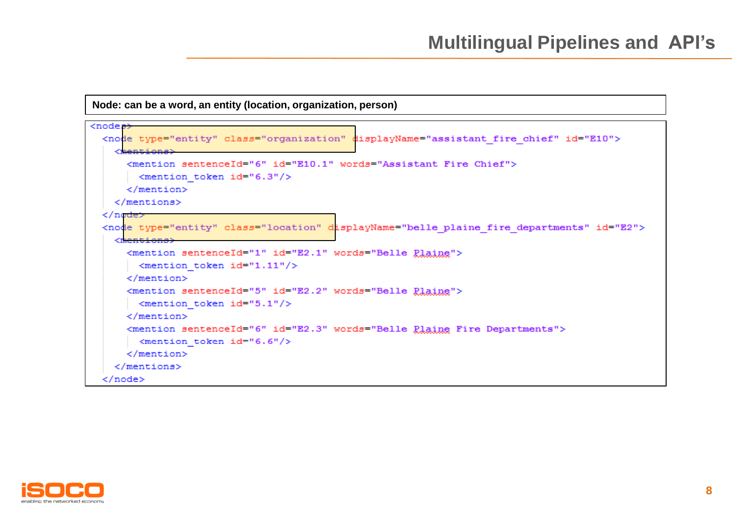# Multilingual Pipelines and API's

**Node: can be a word, an entity (location, organization, person)**

```
<nodes>
  <node type="entity" class="organization" displayName="assistant_fire_chief" id="E10">
    <mentions>
      <mention sentenceId="6" id="E10.1" words="Assistant Fire Chief">
        <mention_token id="6.3"/>
      </mention>
    </mentions>
  </node>
  <node type="entity" class="location" displayName="belle_plaine_fire_departments" id="E2">
    <mentions>
      <mention sentenceId="1" id="E2.1" words="Belle Plaine">
        <mention_token id="1.11"/>
      </mention>
      <mention sentenceId="5" id="E2.2" words="Belle Plaine">
        <mention_token id="5.1"/>
      </mention>
      <mention sentenceId="6" id="E2.3" words="Belle Plaine Fire Departments">
        <mention_token id="6.6"/>
      </mention>
    </mentions>
  </node>
```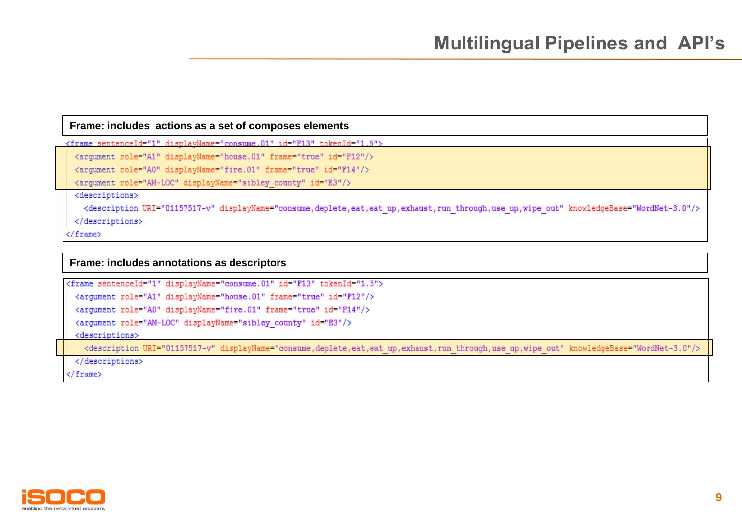## Multilingual Pipelines and API's

**Frame: includes actions as a set of composes elements**

```
<frame sentenceId="1" displayName="consume.01" id="F13" tokenId="1.5">
  <argument role="A1" displayName="house.01" frame="true" id="F12"/>
  <argument role="A0" displayName="fire.01" frame="true" id="F14"/>
  <argument role="AM-LOC" displayName="sibley_county" id="E3"/>
  <descriptions>
    <description URI="01157517-v" displayName="consume,deplete,eat,eat_up,exhaust,run_through,use_up,wipe_out" knowledgeBase="WordNet-3.0"/>
  </descriptions>
</frame>
```

**Frame: includes annotations as descriptors**

```
<frame sentenceId="1" displayName="consume.01" id="F13" tokenId="1.5">
  <argument role="A1" displayName="house.01" frame="true" id="F12"/>
  <argument role="A0" displayName="fire.01" frame="true" id="F14"/>
  <argument role="AM-LOC" displayName="sibley_county" id="E3"/>
  <descriptions>
    <description URI="01157517-v" displayName="consume,deplete,eat,eat_up,exhaust,run_through,use_up,wipe_out" knowledgeBase="WordNet-3.0"/>
  </descriptions>
</frame>
```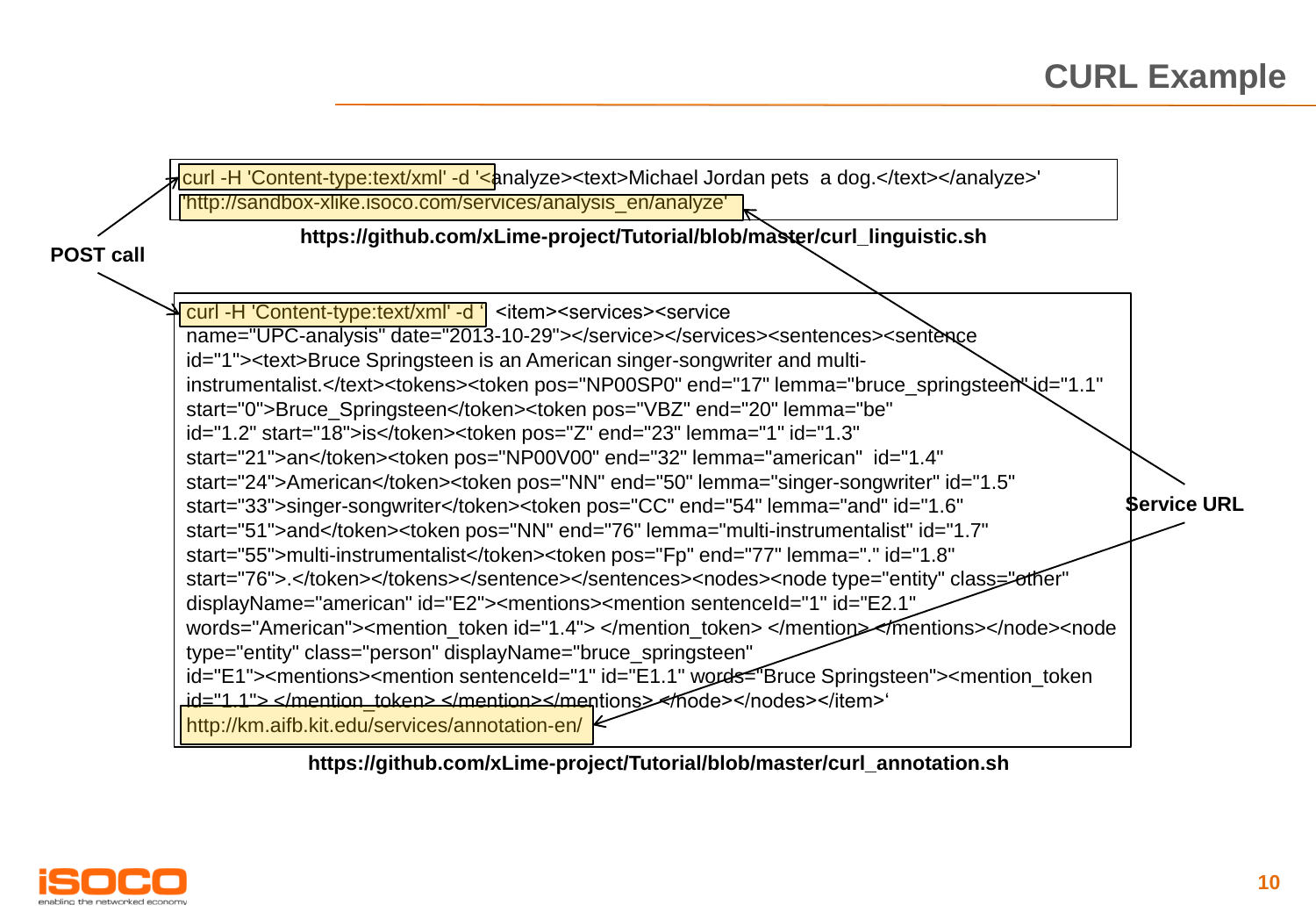# CURL Example

**POST call**

```
curl -H 'Content-type:text/xml' -d '<analyze><text>Michael Jordan pets  a dog.</text></analyze>'
'http://sandbox-xlike.isoco.com/services/analysis_en/analyze'
```

**https://github.com/xLime-project/Tutorial/blob/master/curl_linguistic.sh**

```
curl -H 'Content-type:text/xml' -d '  <item><services><service
name="UPC-analysis" date="2013-10-29"></service></services><sentences><sentence
id="1"><text>Bruce Springsteen is an American singer-songwriter and multi-
instrumentalist.</text><tokens><token pos="NP00SP0" end="17" lemma="bruce_springsteen" id="1.1"
start="0">Bruce_Springsteen</token><token pos="VBZ" end="20" lemma="be"
id="1.2" start="18">is</token><token pos="Z" end="23" lemma="1" id="1.3"
start="21">an</token><token pos="NP00V00" end="32" lemma="american"  id="1.4"
start="24">American</token><token pos="NN" end="50" lemma="singer-songwriter" id="1.5"
start="33">singer-songwriter</token><token pos="CC" end="54" lemma="and" id="1.6"
start="51">and</token><token pos="NN" end="76" lemma="multi-instrumentalist" id="1.7"
start="55">multi-instrumentalist</token><token pos="Fp" end="77" lemma="." id="1.8"
start="76">.</token></tokens></sentence></sentences><nodes><node type="entity" class="other"
displayName="american" id="E2"><mentions><mention sentenceId="1" id="E2.1"
words="American"><mention_token id="1.4"> </mention_token> </mention></mentions></node><node
type="entity" class="person" displayName="bruce_springsteen"
id="E1"><mentions><mention sentenceId="1" id="E1.1" words="Bruce Springsteen"><mention_token
id="1.1"> </mention_token> </mention></mentions> </node></nodes></item>'
http://km.aifb.kit.edu/services/annotation-en/
```

**Service URL**

**https://github.com/xLime-project/Tutorial/blob/master/curl_annotation.sh**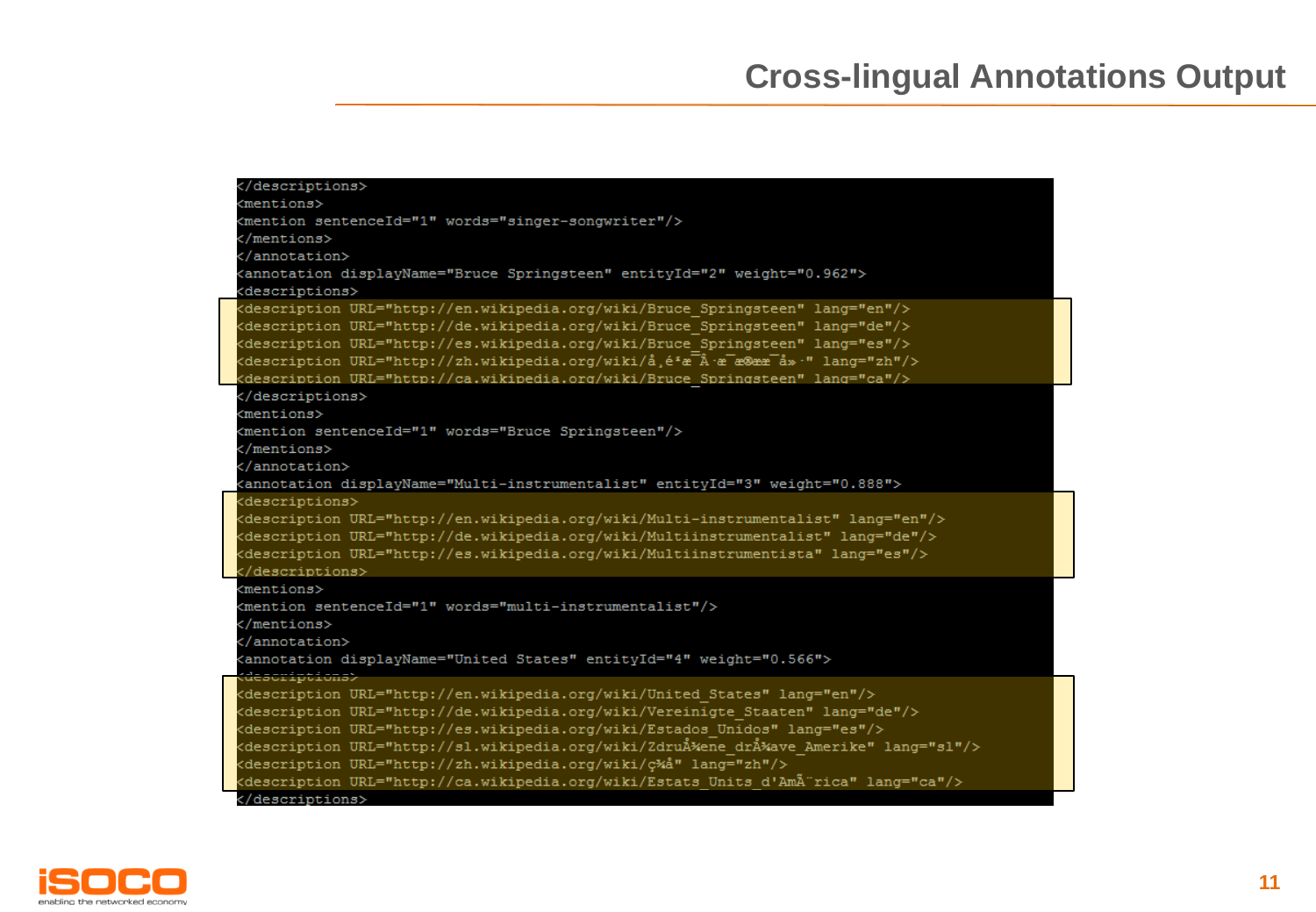# Cross-lingual Annotations Output

```
</descriptions>
<mentions>
<mention sentenceId="1" words="singer-songwriter"/>
</mentions>
</annotation>
<annotation displayName="Bruce Springsteen" entityId="2" weight="0.962">
<descriptions>
<description URL="http://en.wikipedia.org/wiki/Bruce_Springsteen" lang="en"/>
<description URL="http://de.wikipedia.org/wiki/Bruce_Springsteen" lang="de"/>
<description URL="http://es.wikipedia.org/wiki/Bruce_Springsteen" lang="es"/>
<description URL="http://zh.wikipedia.org/wiki/å¸ƒé²æ–¯Â·æ–¯æ™®æž—æ–¯æ±€" lang="zh"/>
<description URL="http://ca.wikipedia.org/wiki/Bruce_Springsteen" lang="ca"/>
</descriptions>
<mentions>
<mention sentenceId="1" words="Bruce Springsteen"/>
</mentions>
</annotation>
<annotation displayName="Multi-instrumentalist" entityId="3" weight="0.888">
<descriptions>
<description URL="http://en.wikipedia.org/wiki/Multi-instrumentalist" lang="en"/>
<description URL="http://de.wikipedia.org/wiki/Multiinstrumentalist" lang="de"/>
<description URL="http://es.wikipedia.org/wiki/Multiinstrumentista" lang="es"/>
</descriptions>
<mentions>
<mention sentenceId="1" words="multi-instrumentalist"/>
</mentions>
</annotation>
<annotation displayName="United States" entityId="4" weight="0.566">
<descriptions>
<description URL="http://en.wikipedia.org/wiki/United_States" lang="en"/>
<description URL="http://de.wikipedia.org/wiki/Vereinigte_Staaten" lang="de"/>
<description URL="http://es.wikipedia.org/wiki/Estados_Unidos" lang="es"/>
<description URL="http://sl.wikipedia.org/wiki/ZdruÅ¾ene_drÅ¾ave_Amerike" lang="sl"/>
<description URL="http://zh.wikipedia.org/wiki/ç¾Žå›½" lang="zh"/>
<description URL="http://ca.wikipedia.org/wiki/Estats_Units_d'AmÃ¨rica" lang="ca"/>
</descriptions>
```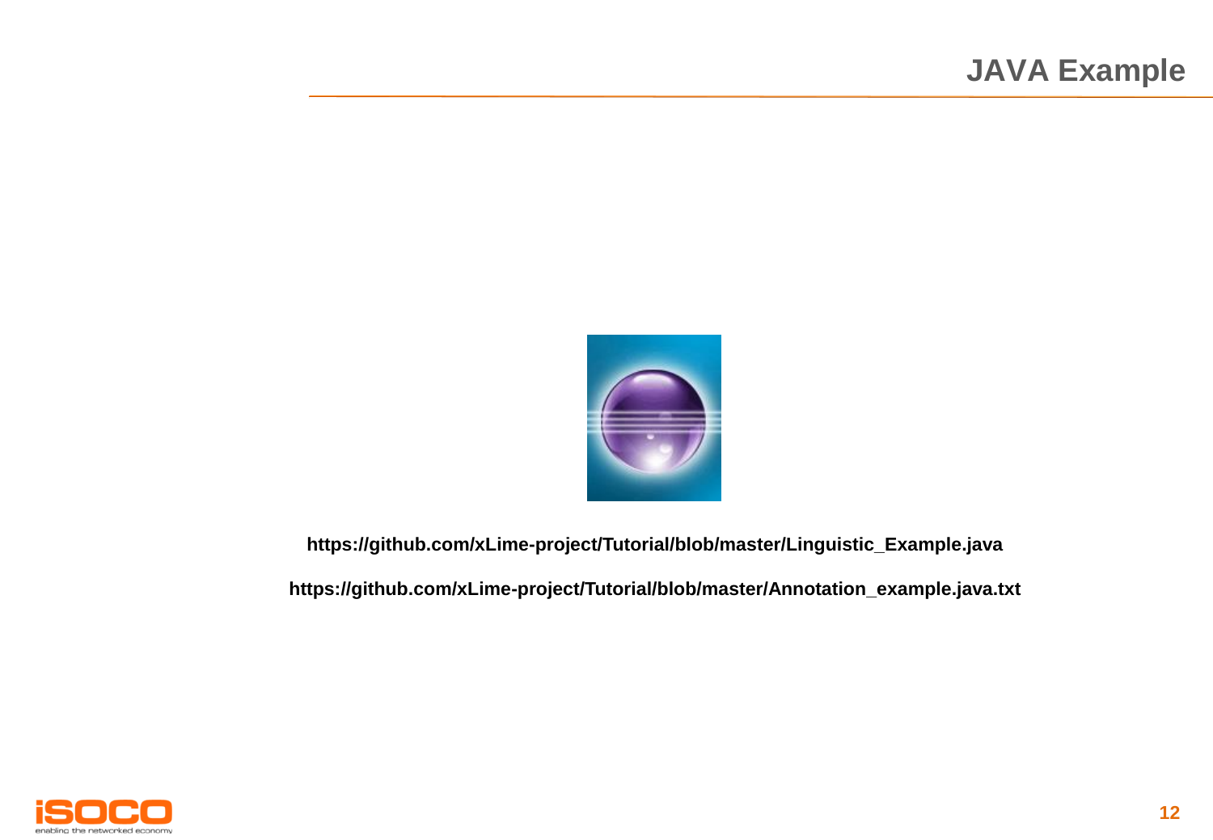# JAVA Example

**https://github.com/xLime-project/Tutorial/blob/master/Linguistic_Example.java**

**https://github.com/xLime-project/Tutorial/blob/master/Annotation_example.java.txt**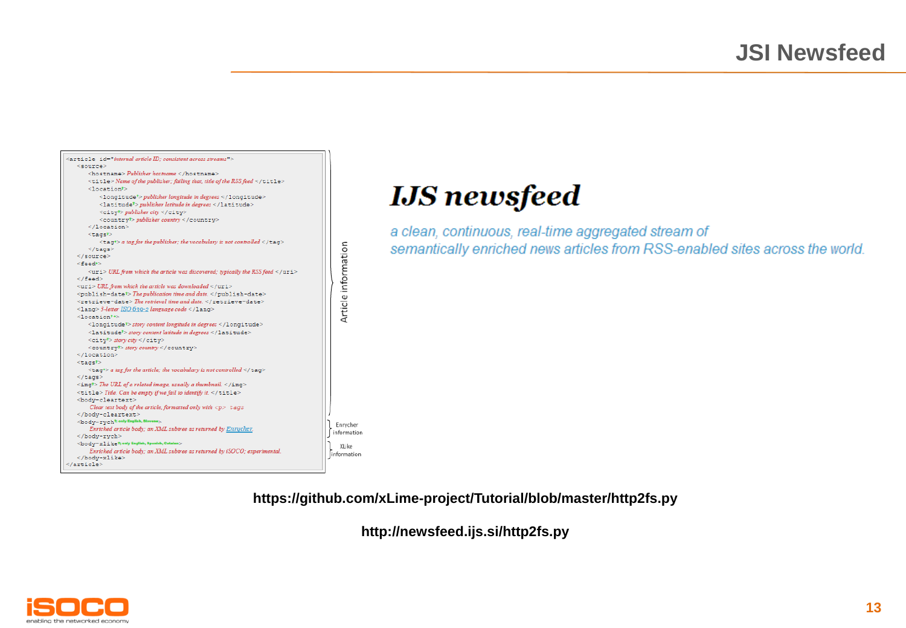# JSI Newsfeed

```
<article id="internal article ID; consistent across streams">
    <source>
        <hostname> Publisher hostname </hostname>
        <title> Name of the publisher; failing that, title of the RSS feed </title>
        <location?>
            <longitude?> publisher longitude in degrees </longitude>
            <latitude?> publisher latitude in degrees </latitude>
            <city?> publisher city </city>
            <country?> publisher country </country>
        </location>
        <tags?>
            <tag+> a tag for the publisher; the vocabulary is not controlled </tag>
        </tags>
    </source>
    <feed?>
        <uri> URL from which the article was discovered; typically the RSS feed </uri>
    </feed>
    <uri> URL from which the article was downloaded </uri>
    <publish-date?> The publication time and date. </publish-date>
    <retrieve-date> The retrieval time and date. </retrieve-date>
    <lang> 3-letter ISO 639-2 language code </lang>
    <location?+>
        <longitude?> story content longitude in degrees </longitude>
        <latitude?> story content latitude in degrees </latitude>
        <city?> story city </city>
        <country?> story country </country>
    </location>
    <tags?>
        <tag+> a tag for the article; the vocabulary is not controlled </tag>
    </tags>
    <img?> The URL of a related image, usually a thumbnail. </img>
    <title> Title. Can be empty if we fail to identify it. </title>
    <body-cleartext>
        Clear text body of the article, formatted only with <p> tags
    </body-cleartext>
    <body-rych?; only English, Slovene>
        Enriched article body; an XML subtree as returned by Enrycher.
    </body-rych>
    <body-xlike?; only English, Spanish, Catalan>
        Enriched article body; an XML subtree as returned by iSOCO; experimental.
    </body-xlike>
</article>
```

Article information | Enrycher information | XLike information

## IJS newsfeed

*a clean, continuous, real-time aggregated stream of semantically enriched news articles from RSS-enabled sites across the world.*

**https://github.com/xLime-project/Tutorial/blob/master/http2fs.py**

**http://newsfeed.ijs.si/http2fs.py**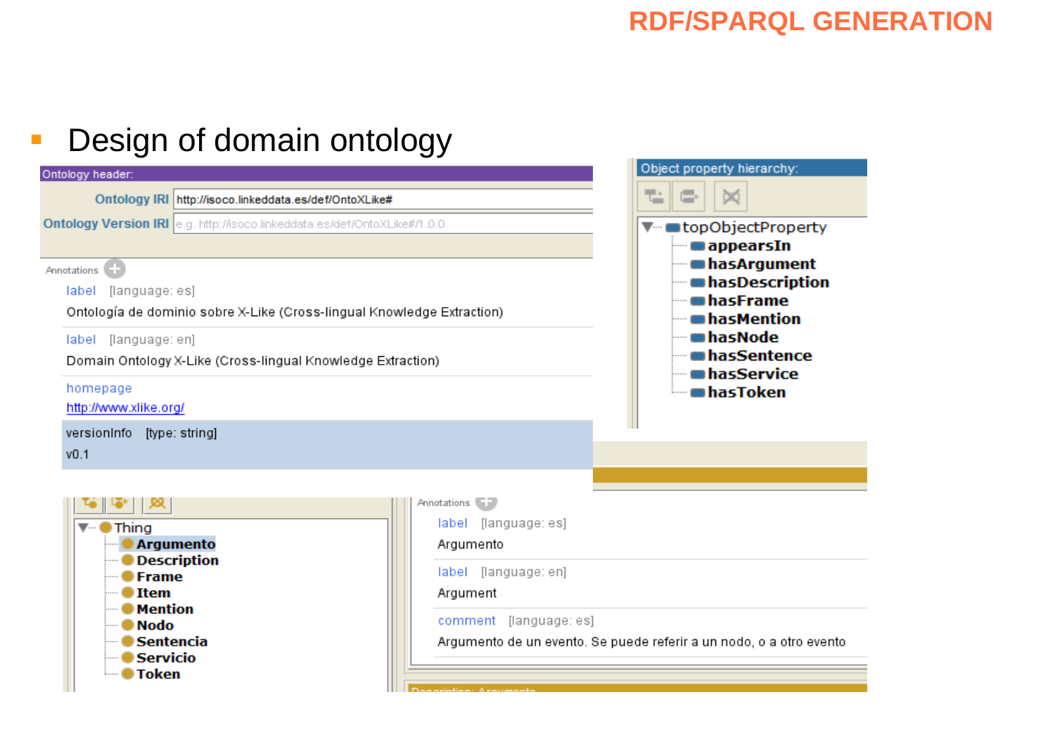# RDF/SPARQL GENERATION

- Design of domain ontology

**Ontology header:**

Ontology IRI: http://isoco.linkeddata.es/def/OntoXLike#

Ontology Version IRI: e.g. http://isoco.linkeddata.es/def/OntoXLike#/1.0.0

Annotations

label [language: es]
Ontología de dominio sobre X-Like (Cross-lingual Knowledge Extraction)

label [language: en]
Domain Ontology X-Like (Cross-lingual Knowledge Extraction)

homepage
http://www.xlike.org/

versionInfo [type: string]
v0.1

**Object property hierarchy:**

- topObjectProperty
  - appearsIn
  - hasArgument
  - hasDescription
  - hasFrame
  - hasMention
  - hasNode
  - hasSentence
  - hasService
  - hasToken

- Thing
  - Argumento
  - Description
  - Frame
  - Item
  - Mention
  - Nodo
  - Sentencia
  - Servicio
  - Token

Annotations

label [language: es]
Argumento

label [language: en]
Argument

comment [language: es]
Argumento de un evento. Se puede referir a un nodo, o a otro evento

Description: Argumento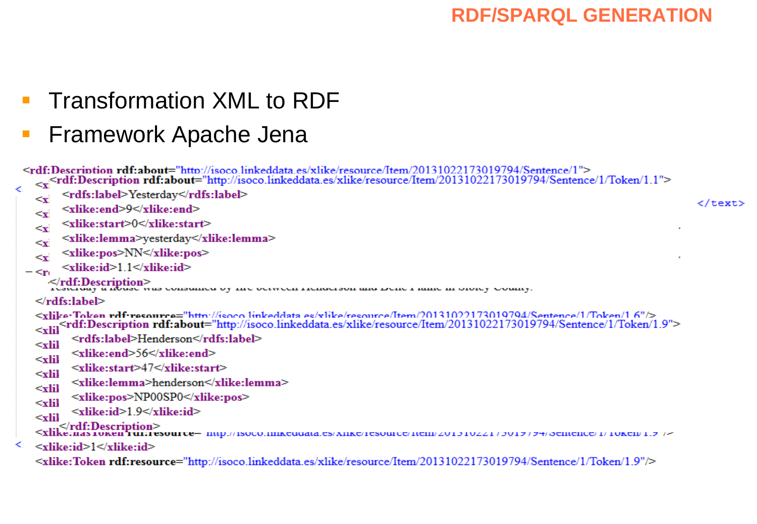# RDF/SPARQL GENERATION

- Transformation XML to RDF
- Framework Apache Jena

```
<rdf:Description rdf:about="http://isoco.linkeddata.es/xlike/resource/Item/20131022173019794/Sentence/1">
  <rdf:Description rdf:about="http://isoco.linkeddata.es/xlike/resource/Item/20131022173019794/Sentence/1/Token/1.1">
    <rdfs:label>Yesterday</rdfs:label>
    <xlike:end>9</xlike:end>
    <xlike:start>0</xlike:start>
    <xlike:lemma>yesterday</xlike:lemma>
    <xlike:pos>NN</xlike:pos>
    <xlike:id>1.1</xlike:id>
  </rdf:Description>
  </rdfs:label>
  <xlike:Token rdf:resource="http://isoco.linkeddata.es/xlike/resource/Item/20131022173019794/Sentence/1/Token/1.6"/>
  <rdf:Description rdf:about="http://isoco.linkeddata.es/xlike/resource/Item/20131022173019794/Sentence/1/Token/1.9">
    <rdfs:label>Henderson</rdfs:label>
    <xlike:end>56</xlike:end>
    <xlike:start>47</xlike:start>
    <xlike:lemma>henderson</xlike:lemma>
    <xlike:pos>NP00SP0</xlike:pos>
    <xlike:id>1.9</xlike:id>
  </rdf:Description>
  <xlike:id>1</xlike:id>
  <xlike:Token rdf:resource="http://isoco.linkeddata.es/xlike/resource/Item/20131022173019794/Sentence/1/Token/1.9"/>
</text>
```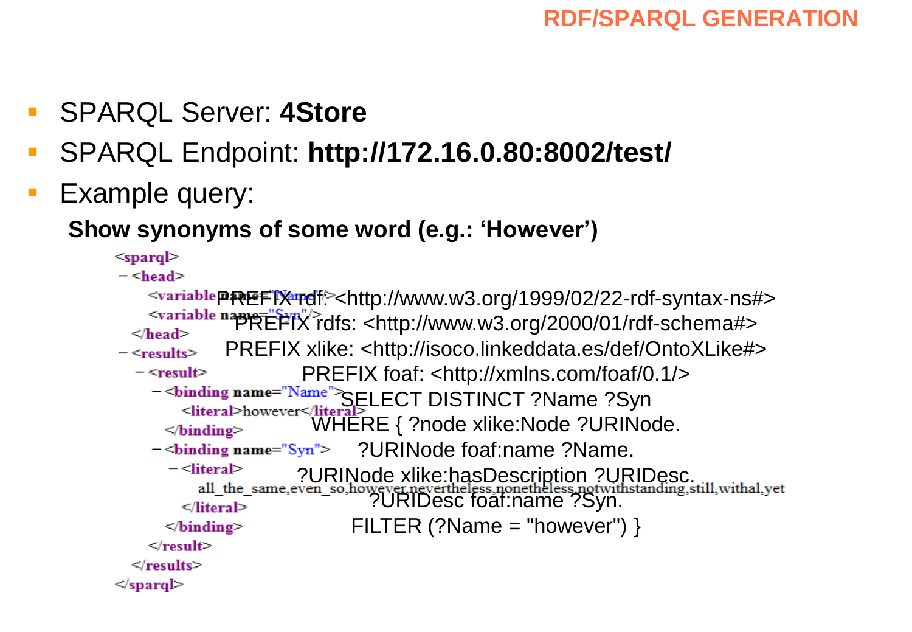## RDF/SPARQL GENERATION

- SPARQL Server: **4Store**
- SPARQL Endpoint: **http://172.16.0.80:8002/test/**
- Example query:

**Show synonyms of some word (e.g.: 'However')**

```
PREFIX rdf: <http://www.w3.org/1999/02/22-rdf-syntax-ns#>
PREFIX rdfs: <http://www.w3.org/2000/01/rdf-schema#>
PREFIX xlike: <http://isoco.linkeddata.es/def/OntoXLike#>
PREFIX foaf: <http://xmlns.com/foaf/0.1/>
SELECT DISTINCT ?Name ?Syn
WHERE { ?node xlike:Node ?URINode.
?URINode foaf:name ?Name.
?URINode xlike:hasDescription ?URIDesc.
?URIDesc foaf:name ?Syn.
FILTER (?Name = "however") }
```

```
<sparql>
 - <head>
     <variable name="Name"/>
     <variable name="Syn"/>
   </head>
 - <results>
   - <result>
     - <binding name="Name">
         <literal>however</literal>
       </binding>
     - <binding name="Syn">
       - <literal>
           all_the_same,even_so,however,nevertheless,nonetheless,notwithstanding,still,withal,yet
         </literal>
       </binding>
     </result>
   </results>
</sparql>
```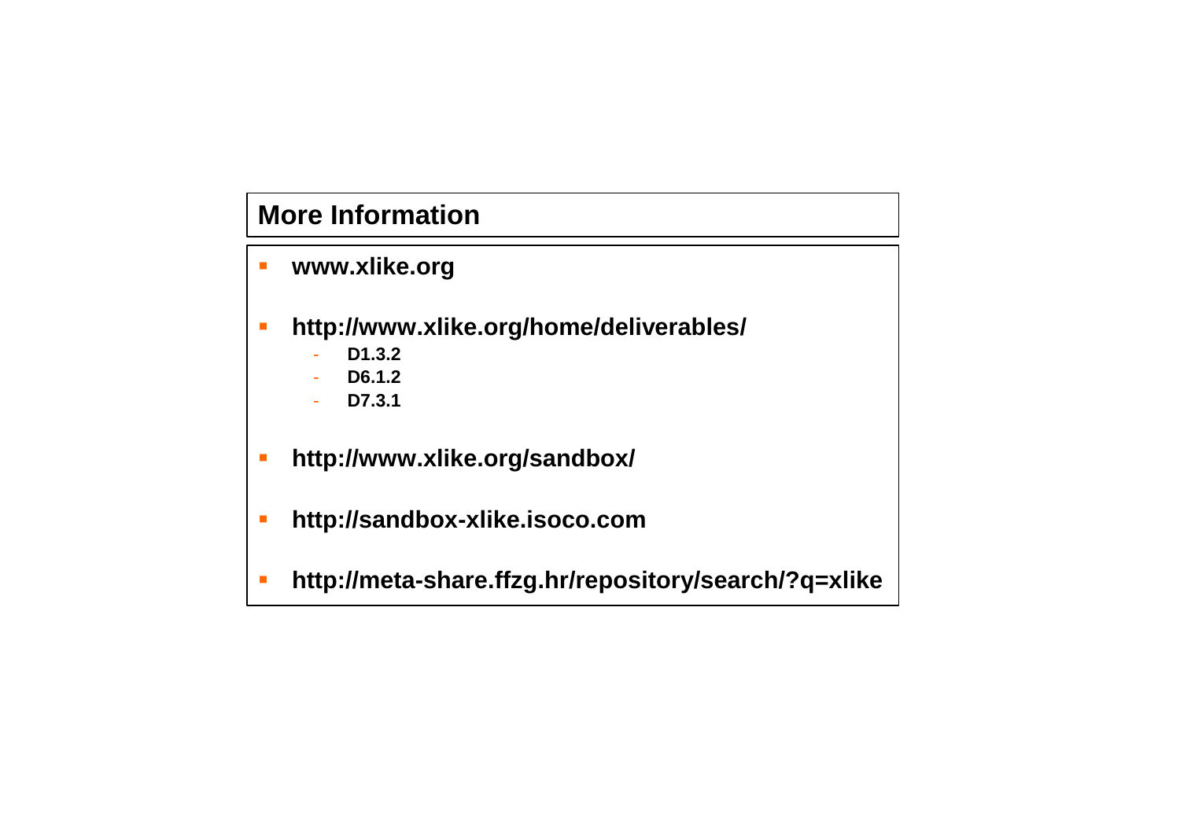## More Information

- **www.xlike.org**
- **http://www.xlike.org/home/deliverables/**
  - **D1.3.2**
  - **D6.1.2**
  - **D7.3.1**
- **http://www.xlike.org/sandbox/**
- **http://sandbox-xlike.isoco.com**
- **http://meta-share.ffzg.hr/repository/search/?q=xlike**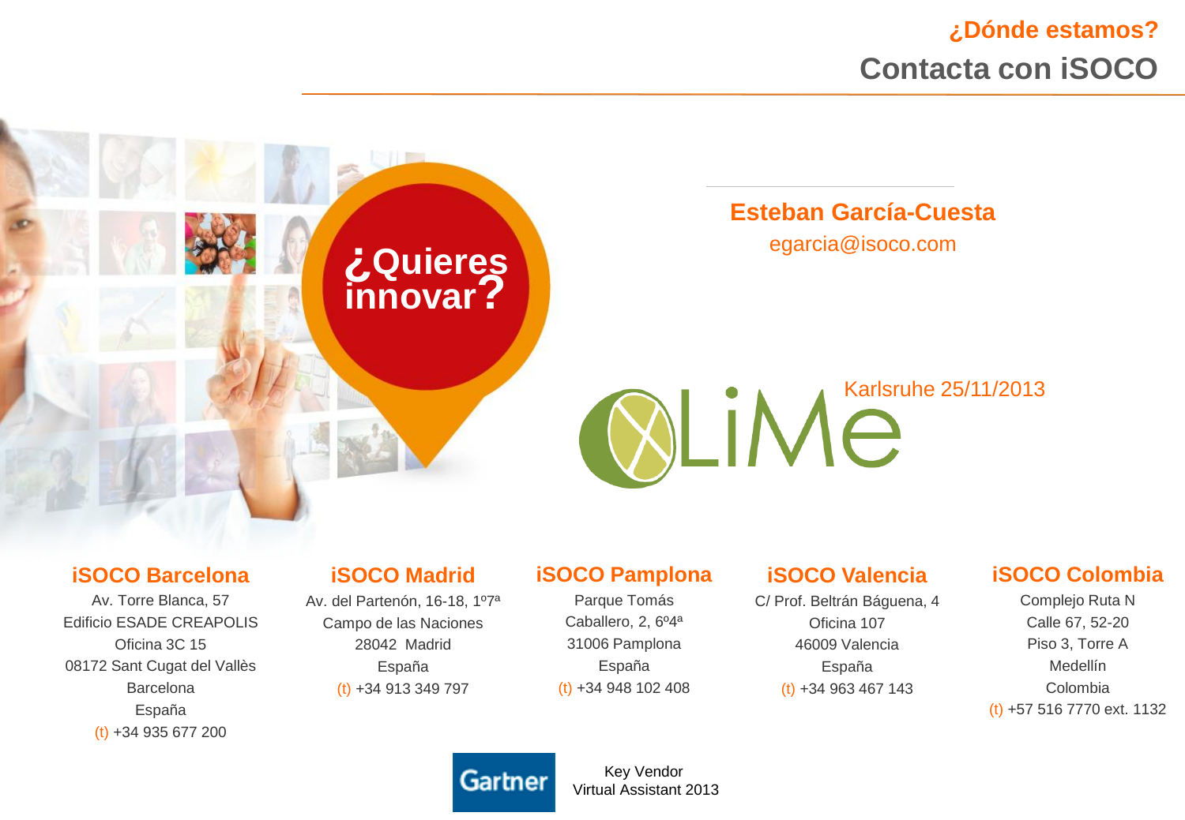## ¿Dónde estamos?

# Contacta con iSOCO

¿Quieres innovar?

**Esteban García-Cuesta**
egarcia@isoco.com

LiMe
Karlsruhe 25/11/2013

### iSOCO Barcelona
Av. Torre Blanca, 57
Edificio ESADE CREAPOLIS
Oficina 3C 15
08172 Sant Cugat del Vallès
Barcelona
España
(t) +34 935 677 200

### iSOCO Madrid
Av. del Partenón, 16-18, 1º7ª
Campo de las Naciones
28042 Madrid
España
(t) +34 913 349 797

### iSOCO Pamplona
Parque Tomás
Caballero, 2, 6º4ª
31006 Pamplona
España
(t) +34 948 102 408

### iSOCO Valencia
C/ Prof. Beltrán Báguena, 4
Oficina 107
46009 Valencia
España
(t) +34 963 467 143

### iSOCO Colombia
Complejo Ruta N
Calle 67, 52-20
Piso 3, Torre A
Medellín
Colombia
(t) +57 516 7770 ext. 1132

Gartner
Key Vendor
Virtual Assistant 2013